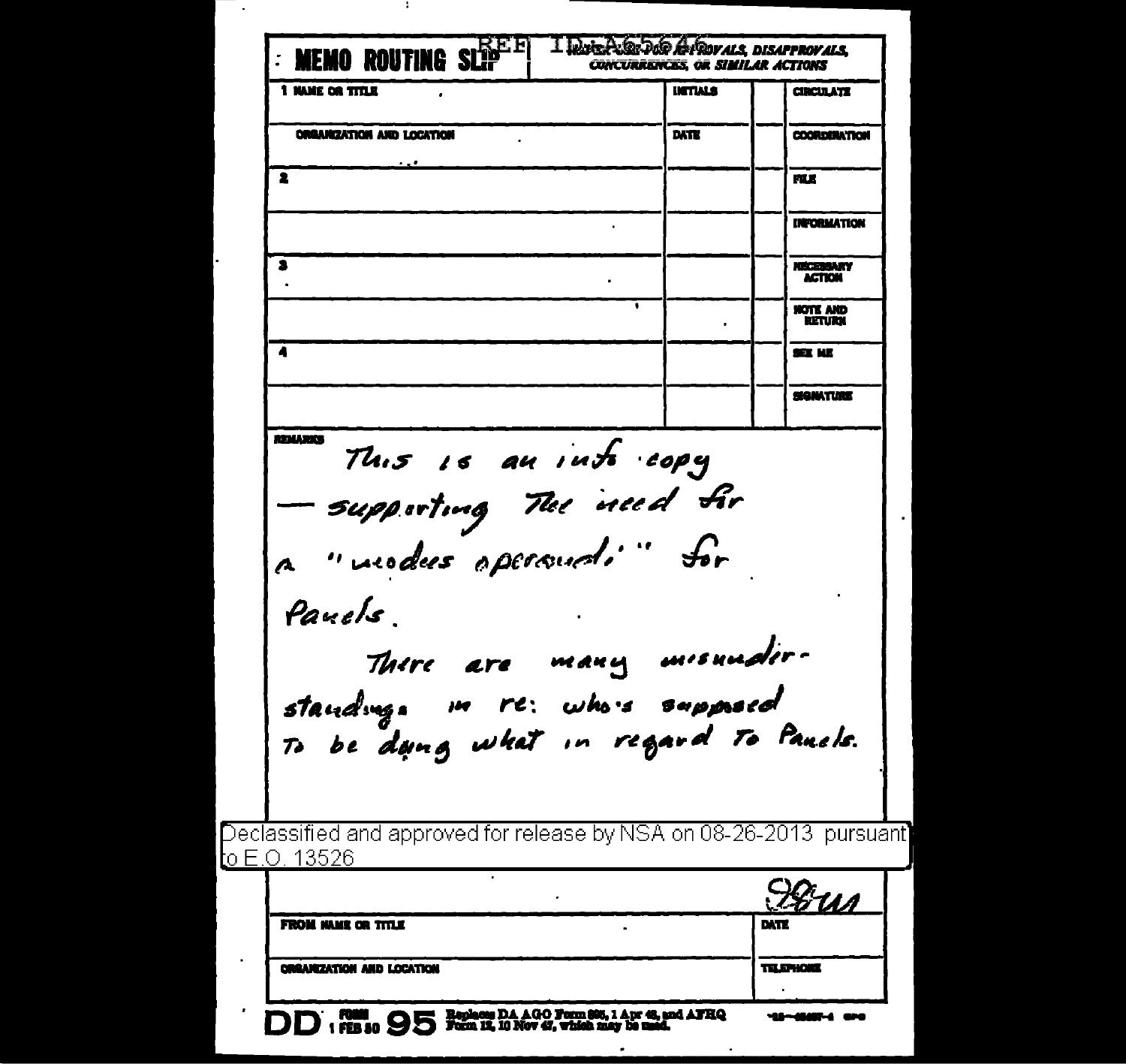REF ID:A65646

**MEMO ROUTING SLIP**

NEVER USE FOR APPROVALS, DISAPPROVALS, CONCURRENCES, OR SIMILAR ACTIONS

| 1 NAME OR TITLE | INITIALS | | CIRCULATE |
|---|---|---|---|
| ORGANIZATION AND LOCATION | DATE | | COORDINATION |
| 2 | | | FILE |
| | | | INFORMATION |
| 3 | | | NECESSARY ACTION |
| | | | NOTE AND RETURN |
| 4 | | | SEE ME |
| | | | SIGNATURE |

REMARKS

This is an info copy — supporting the need for a "modus operandi" for Panels.

There are many misunderstandings in re: who's supposed to be doing what in regard to Panels.

Declassified and approved for release by NSA on 08-26-2013 pursuant to E.O. 13526

| | |
|---|---|
| | |
| FROM NAME OR TITLE | DATE |
| ORGANIZATION AND LOCATION | TELEPHONE |

DD FORM 1 FEB 50 95 Replaces DA AGO Form 895, 1 Apr 48, and AFHQ Form 12, 10 Nov 47, which may be used.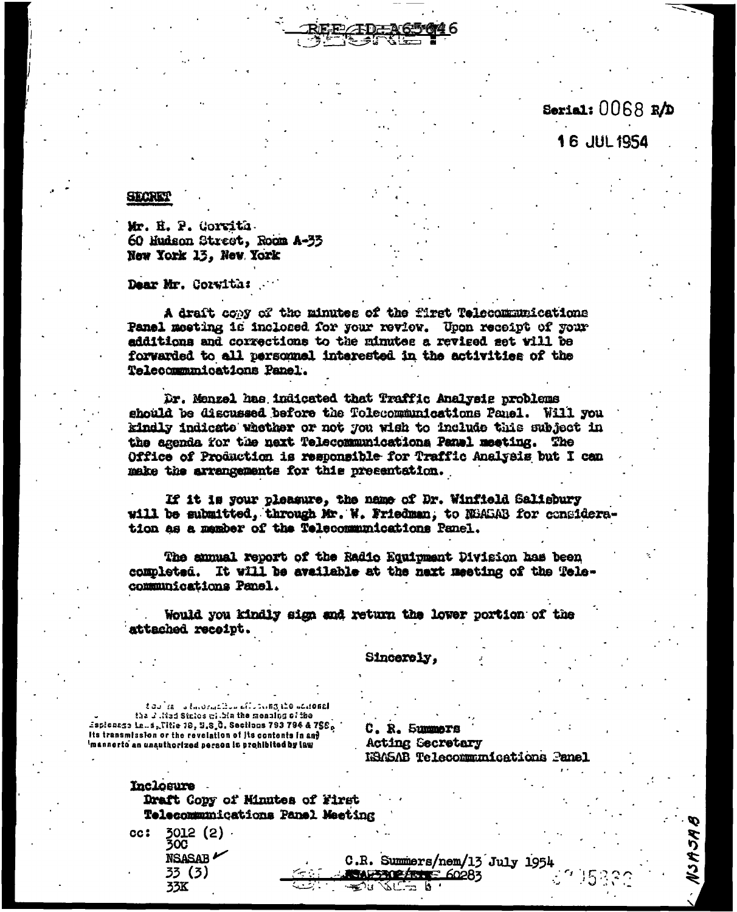REF ID:A65646

Serial: 0068 R/D

16 JUL 1954

**SECRET**

Mr. H. P. Corwith
60 Hudson Street, Room A-33
New York 13, New York

Dear Mr. Corwith:

A draft copy of the minutes of the first Telecommunications Panel meeting is inclosed for your review. Upon receipt of your additions and corrections to the minutes a revised set will be forwarded to all personnel interested in the activities of the Telecommunications Panel.

Dr. Menzel has indicated that Traffic Analysis problems should be discussed before the Telecommunications Panel. Will you kindly indicate whether or not you wish to include this subject in the agenda for the next Telecommunications Panel meeting. The Office of Production is responsible for Traffic Analysis but I can make the arrangements for this presentation.

If it is your pleasure, the name of Dr. Winfield Salisbury will be submitted, through Mr. W. Friedman, to NSASAB for consideration as a member of the Telecommunications Panel.

The annual report of the Radio Equipment Division has been completed. It will be available at the next meeting of the Telecommunications Panel.

Would you kindly sign and return the lower portion of the attached receipt.

Sincerely,

C. R. Summers
Acting Secretary
NSASAB Telecommunications Panel

This document contains information affecting the national defense of the United States within the meaning of the Espionage Laws, Title 18, U.S.C. Sections 793 794 & 798. Its transmission or the revelation of its contents in any manner to an unauthorized person is prohibited by law

Inclosure
Draft Copy of Minutes of First Telecommunications Panel Meeting

cc: 3012 (2)
30C
NSASAB
33 (3)
33K

C.R. Summers/nem/13 July 1954
NSA-330E/EXT 60283

NSASAB